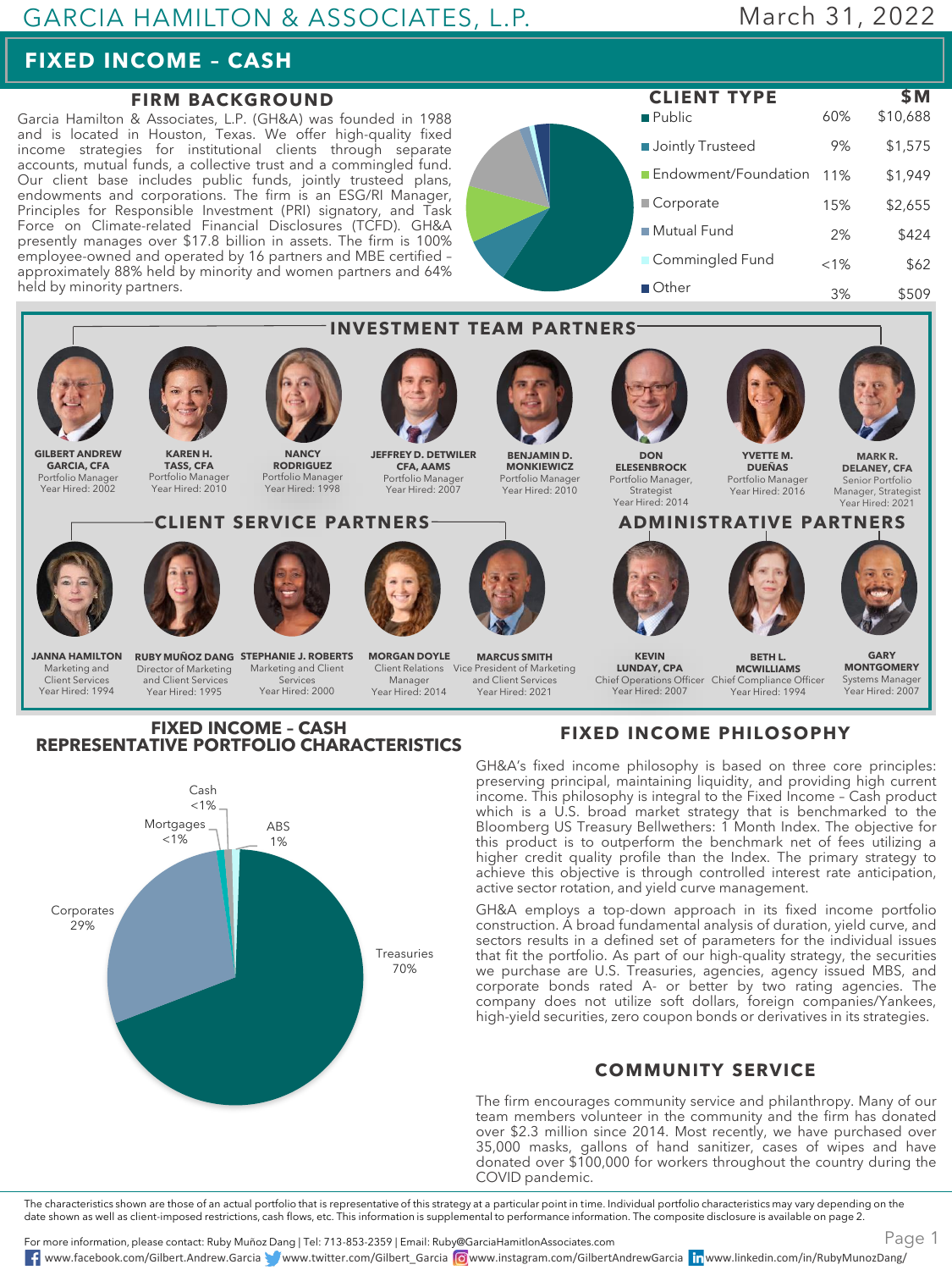# GARCIA HAMILTON & ASSOCIATES, L.P.

March 31, 2022

## FIXED INCOME – CASH

### FIRM BACKGROUND

Garcia Hamilton & Associates, L.P. (GH&A) was founded in 1988 and is located in Houston, Texas. We offer high-quality fixed income strategies for institutional clients through separate accounts, mutual funds, a collective trust and a commingled fund. Our client base includes public funds, jointly trusteed plans, endowments and corporations. The firm is an ESG/RI Manager, Principles for Responsible Investment (PRI) signatory, and Task Force on Climate-related Financial Disclosures (TCFD). GH&A presently manages over $17.8 billion in assets. The firm is 100% employee-owned and operated by 16 partners and MBE certified – approximately 88% held by minority and women partners and 64% held by minority partners.

### CLIENT TYPE

| CLIENT TYPE | | $M |
|---|---|---|
| Public | 60% | $10,688 |
| Jointly Trusteed | 9% | $1,575 |
| Endowment/Foundation | 11% | $1,949 |
| Corporate | 15% | $2,655 |
| Mutual Fund | 2% | $424 |
| Commingled Fund | <1% | $62 |
| Other | 3% | $509 |

### INVESTMENT TEAM PARTNERS

- **GILBERT ANDREW GARCIA, CFA** – Portfolio Manager, Year Hired: 2002
- **KAREN H. TASS, CFA** – Portfolio Manager, Year Hired: 2010
- **NANCY RODRIGUEZ** – Portfolio Manager, Year Hired: 1998
- **JEFFREY D. DETWILER CFA, AAMS** – Portfolio Manager, Year Hired: 2007
- **BENJAMIN D. MONKIEWICZ** – Portfolio Manager, Year Hired: 2010
- **DON ELESENBROCK** – Portfolio Manager, Strategist, Year Hired: 2014
- **YVETTE M. DUEÑAS** – Portfolio Manager, Year Hired: 2016
- **MARK R. DELANEY, CFA** – Senior Portfolio Manager, Strategist, Year Hired: 2021

### CLIENT SERVICE PARTNERS

- **JANNA HAMILTON** – Marketing and Client Services, Year Hired: 1994
- **RUBY MUÑOZ DANG** – Director of Marketing and Client Services, Year Hired: 1995
- **STEPHANIE J. ROBERTS** – Marketing and Client Services, Year Hired: 2000
- **MORGAN DOYLE** – Client Relations Manager, Year Hired: 2014
- **MARCUS SMITH** – Vice President of Marketing and Client Services, Year Hired: 2021

### ADMINISTRATIVE PARTNERS

- **KEVIN LUNDAY, CPA** – Chief Operations Officer, Year Hired: 2007
- **BETH L. MCWILLIAMS** – Chief Compliance Officer, Year Hired: 1994
- **GARY MONTGOMERY** – Systems Manager, Year Hired: 2007

### FIXED INCOME – CASH REPRESENTATIVE PORTFOLIO CHARACTERISTICS

| Sector | % |
|---|---|
| Treasuries | 70% |
| Corporates | 29% |
| ABS | 1% |
| Mortgages | <1% |
| Cash | <1% |

### FIXED INCOME PHILOSOPHY

GH&A's fixed income philosophy is based on three core principles: preserving principal, maintaining liquidity, and providing high current income. This philosophy is integral to the Fixed Income – Cash product which is a U.S. broad market strategy that is benchmarked to the Bloomberg US Treasury Bellwethers: 1 Month Index. The objective for this product is to outperform the benchmark net of fees utilizing a higher credit quality profile than the Index. The primary strategy to achieve this objective is through controlled interest rate anticipation, active sector rotation, and yield curve management.

GH&A employs a top-down approach in its fixed income portfolio construction. A broad fundamental analysis of duration, yield curve, and sectors results in a defined set of parameters for the individual issues that fit the portfolio. As part of our high-quality strategy, the securities we purchase are U.S. Treasuries, agencies, agency issued MBS, and corporate bonds rated A- or better by two rating agencies. The company does not utilize soft dollars, foreign companies/Yankees, high-yield securities, zero coupon bonds or derivatives in its strategies.

### COMMUNITY SERVICE

The firm encourages community service and philanthropy. Many of our team members volunteer in the community and the firm has donated over $2.3 million since 2014. Most recently, we have purchased over 35,000 masks, gallons of hand sanitizer, cases of wipes and have donated over $100,000 for workers throughout the country during the COVID pandemic.

The characteristics shown are those of an actual portfolio that is representative of this strategy at a particular point in time. Individual portfolio characteristics may vary depending on the date shown as well as client-imposed restrictions, cash flows, etc. This information is supplemental to performance information. The composite disclosure is available on page 2.

For more information, please contact: Ruby Muñoz Dang | Tel: 713-853-2359 | Email: Ruby@GarciaHamiltonAssociates.com

www.facebook.com/Gilbert.Andrew.Garcia | www.twitter.com/Gilbert_Garcia | www.instagram.com/GilbertAndrewGarcia | www.linkedin.com/in/RubyMunozDang/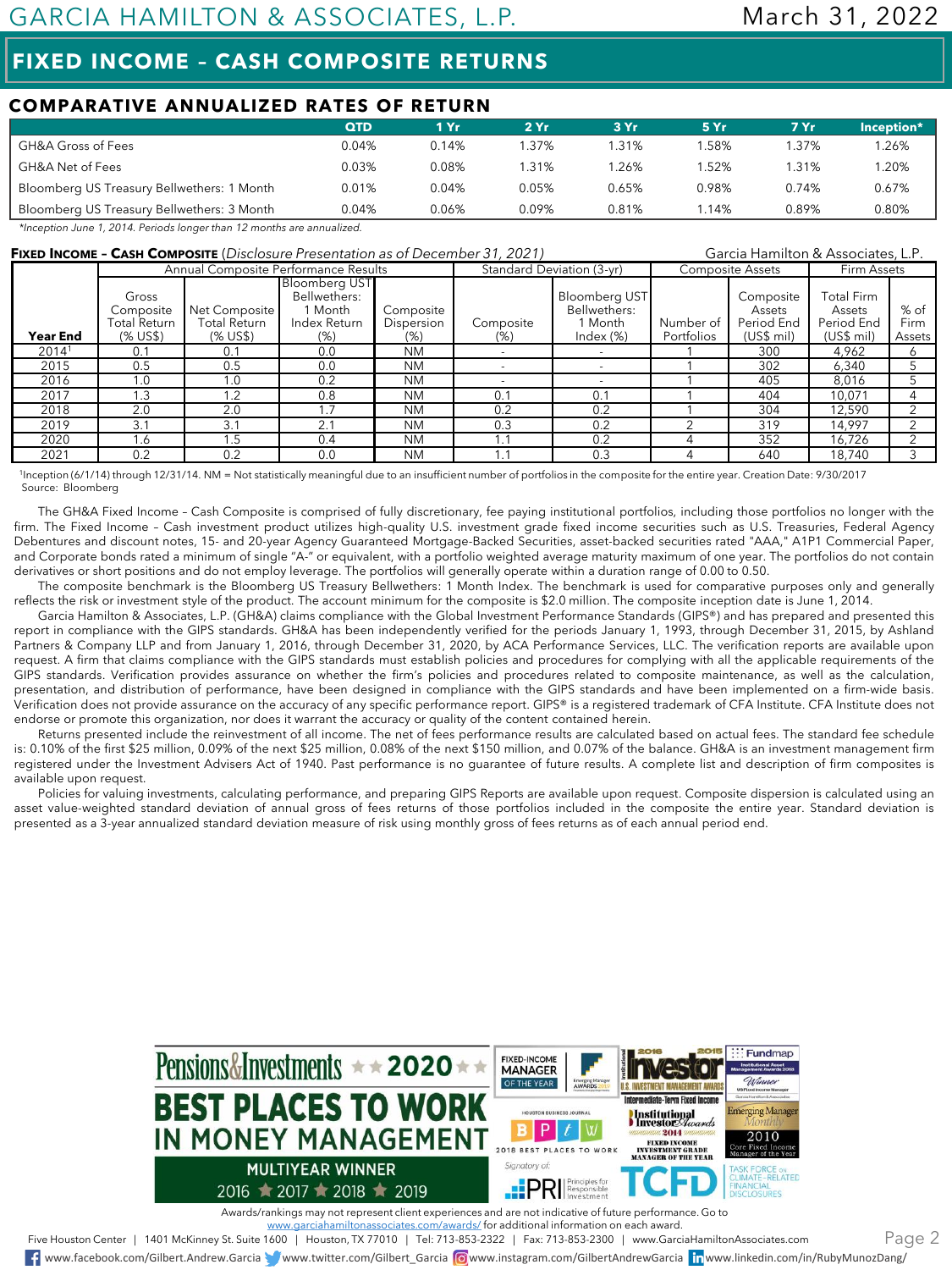# FIXED INCOME – CASH COMPOSITE RETURNS

## COMPARATIVE ANNUALIZED RATES OF RETURN

| | QTD | 1 Yr | 2 Yr | 3 Yr | 5 Yr | 7 Yr | Inception* |
|---|---|---|---|---|---|---|---|
| GH&A Gross of Fees | 0.04% | 0.14% | 1.37% | 1.31% | 1.58% | 1.37% | 1.26% |
| GH&A Net of Fees | 0.03% | 0.08% | 1.31% | 1.26% | 1.52% | 1.31% | 1.20% |
| Bloomberg US Treasury Bellwethers: 1 Month | 0.01% | 0.04% | 0.05% | 0.65% | 0.98% | 0.74% | 0.67% |
| Bloomberg US Treasury Bellwethers: 3 Month | 0.04% | 0.06% | 0.09% | 0.81% | 1.14% | 0.89% | 0.80% |

*Inception June 1, 2014. Periods longer than 12 months are annualized.*

**Fixed Income – Cash Composite** (*Disclosure Presentation as of December 31, 2021*) Garcia Hamilton & Associates, L.P.

| | Annual Composite Performance Results | | | | Standard Deviation (3-yr) | | Composite Assets | | Firm Assets | |
|---|---|---|---|---|---|---|---|---|---|---|
| Year End | Gross Composite Total Return (% US$) | Net Composite Total Return (% US$) | Bloomberg UST Bellwethers: 1 Month Index Return (%) | Composite Dispersion (%) | Composite (%) | Bloomberg UST Bellwethers: 1 Month Index (%) | Number of Portfolios | Composite Assets Period End (US$ mil) | Total Firm Assets Period End (US$ mil) | % of Firm Assets |
| 2014[1] | 0.1 | 0.1 | 0.0 | NM | - | - | 1 | 300 | 4,962 | 6 |
| 2015 | 0.5 | 0.5 | 0.0 | NM | - | - | 1 | 302 | 6,340 | 5 |
| 2016 | 1.0 | 1.0 | 0.2 | NM | - | - | 1 | 405 | 8,016 | 5 |
| 2017 | 1.3 | 1.2 | 0.8 | NM | 0.1 | 0.1 | 1 | 404 | 10,071 | 4 |
| 2018 | 2.0 | 2.0 | 1.7 | NM | 0.2 | 0.2 | 1 | 304 | 12,590 | 2 |
| 2019 | 3.1 | 3.1 | 2.1 | NM | 0.3 | 0.2 | 2 | 319 | 14,997 | 2 |
| 2020 | 1.6 | 1.5 | 0.4 | NM | 1.1 | 0.2 | 4 | 352 | 16,726 | 2 |
| 2021 | 0.2 | 0.2 | 0.0 | NM | 1.1 | 0.3 | 4 | 640 | 18,740 | 3 |

[1]Inception (6/1/14) through 12/31/14. NM = Not statistically meaningful due to an insufficient number of portfolios in the composite for the entire year. Creation Date: 9/30/2017
Source: Bloomberg

The GH&A Fixed Income – Cash Composite is comprised of fully discretionary, fee paying institutional portfolios, including those portfolios no longer with the firm. The Fixed Income – Cash investment product utilizes high-quality U.S. investment grade fixed income securities such as U.S. Treasuries, Federal Agency Debentures and discount notes, 15- and 20-year Agency Guaranteed Mortgage-Backed Securities, asset-backed securities rated "AAA," A1P1 Commercial Paper, and Corporate bonds rated a minimum of single "A-" or equivalent, with a portfolio weighted average maturity maximum of one year. The portfolios do not contain derivatives or short positions and do not employ leverage. The portfolios will generally operate within a duration range of 0.00 to 0.50.

The composite benchmark is the Bloomberg US Treasury Bellwethers: 1 Month Index. The benchmark is used for comparative purposes only and generally reflects the risk or investment style of the product. The account minimum for the composite is $2.0 million. The composite inception date is June 1, 2014.

Garcia Hamilton & Associates, L.P. (GH&A) claims compliance with the Global Investment Performance Standards (GIPS®) and has prepared and presented this report in compliance with the GIPS standards. GH&A has been independently verified for the periods January 1, 1993, through December 31, 2015, by Ashland Partners & Company LLP and from January 1, 2016, through December 31, 2020, by ACA Performance Services, LLC. The verification reports are available upon request. A firm that claims compliance with the GIPS standards must establish policies and procedures for complying with all the applicable requirements of the GIPS standards. Verification provides assurance on whether the firm's policies and procedures related to composite maintenance, as well as the calculation, presentation, and distribution of performance, have been designed in compliance with the GIPS standards and have been implemented on a firm-wide basis. Verification does not provide assurance on the accuracy of any specific performance report. GIPS® is a registered trademark of CFA Institute. CFA Institute does not endorse or promote this organization, nor does it warrant the accuracy or quality of the content contained herein.

Returns presented include the reinvestment of all income. The net of fees performance results are calculated based on actual fees. The standard fee schedule is: 0.10% of the first $25 million, 0.09% of the next $25 million, 0.08% of the next $150 million, and 0.07% of the balance. GH&A is an investment management firm registered under the Investment Advisers Act of 1940. Past performance is no guarantee of future results. A complete list and description of firm composites is available upon request.

Policies for valuing investments, calculating performance, and preparing GIPS Reports are available upon request. Composite dispersion is calculated using an asset value-weighted standard deviation of annual gross of fees returns of those portfolios included in the composite the entire year. Standard deviation is presented as a 3-year annualized standard deviation measure of risk using monthly gross of fees returns as of each annual period end.

Awards/rankings may not represent client experiences and are not indicative of future performance. Go to www.garciahamiltonassociates.com/awards/ for additional information on each award.

Five Houston Center | 1401 McKinney St. Suite 1600 | Houston, TX 77010 | Tel: 713-853-2322 | Fax: 713-853-2300 | www.GarciaHamiltonAssociates.com

www.facebook.com/Gilbert.Andrew.Garcia www.twitter.com/Gilbert_Garcia www.instagram.com/GilbertAndrewGarcia www.linkedin.com/in/RubyMunozDang/